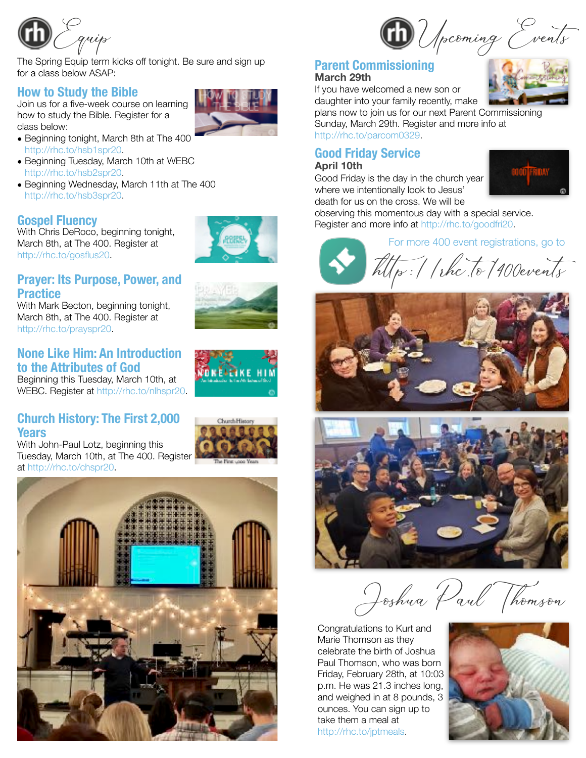# Equip

The Spring Equip term kicks off tonight. Be sure and sign up for a class below ASAP:

## How to Study the Bible

Join us for a five-week course on learning how to study the Bible. Register for a class below:

- Beginning tonight, March 8th at The 400 http://rhc.to/hsb1spr20.
- Beginning Tuesday, March 10th at WEBC http://rhc.to/hsb2spr20.
- Beginning Wednesday, March 11th at The 400 http://rhc.to/hsb3spr20.

## Gospel Fluency

With Chris DeRoco, beginning tonight, March 8th, at The 400. Register at http://rhc.to/gosflus20.

## Prayer: Its Purpose, Power, and Practice

With Mark Becton, beginning tonight, March 8th, at The 400. Register at http://rhc.to/prayspr20.

## None Like Him: An Introduction to the Attributes of God

Beginning this Tuesday, March 10th, at WEBC. Register at http://rhc.to/nlhspr20.

## Church History: The First 2,000 Years

With John-Paul Lotz, beginning this Tuesday, March 10th, at The 400. Register at http://rhc.to/chspr20.

# Upcoming Events

## Parent Commissioning

**March 29th**

If you have welcomed a new son or daughter into your family recently, make plans now to join us for our next Parent Commissioning Sunday, March 29th. Register and more info at http://rhc.to/parcom0329.

## Good Friday Service

**April 10th**

Good Friday is the day in the church year where we intentionally look to Jesus' death for us on the cross. We will be observing this momentous day with a special service. Register and more info at http://rhc.to/goodfri20.

For more 400 event registrations, go to http://rhc.to/400events

# Joshua Paul Thomson

Congratulations to Kurt and Marie Thomson as they celebrate the birth of Joshua Paul Thomson, who was born Friday, February 28th, at 10:03 p.m. He was 21.3 inches long, and weighed in at 8 pounds, 3 ounces. You can sign up to take them a meal at http://rhc.to/jptmeals.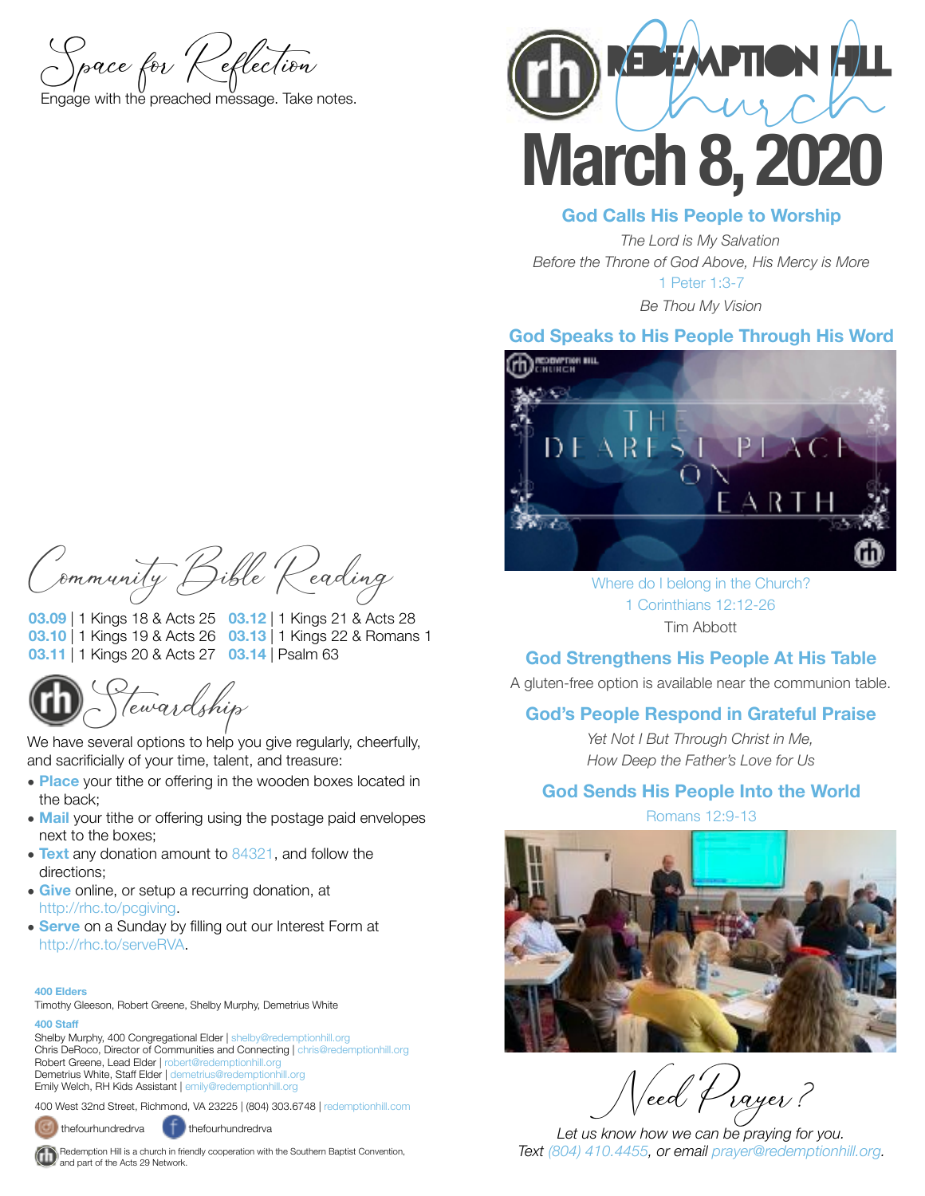# Space for Reflection

Engage with the preached message. Take notes.

## Community Bible Reading

**03.09** | 1 Kings 18 & Acts 25
**03.10** | 1 Kings 19 & Acts 26
**03.11** | 1 Kings 20 & Acts 27
**03.12** | 1 Kings 21 & Acts 28
**03.13** | 1 Kings 22 & Romans 1
**03.14** | Psalm 63

## Stewardship

We have several options to help you give regularly, cheerfully, and sacrificially of your time, talent, and treasure:

- **Place** your tithe or offering in the wooden boxes located in the back;
- **Mail** your tithe or offering using the postage paid envelopes next to the boxes;
- **Text** any donation amount to 84321, and follow the directions;
- **Give** online, or setup a recurring donation, at http://rhc.to/pcgiving.
- **Serve** on a Sunday by filling out our Interest Form at http://rhc.to/serveRVA.

**400 Elders**
Timothy Gleeson, Robert Greene, Shelby Murphy, Demetrius White

**400 Staff**
Shelby Murphy, 400 Congregational Elder | shelby@redemptionhill.org
Chris DeRoco, Director of Communities and Connecting | chris@redemptionhill.org
Robert Greene, Lead Elder | robert@redemptionhill.org
Demetrius White, Staff Elder | demetrius@redemptionhill.org
Emily Welch, RH Kids Assistant | emily@redemptionhill.org

400 West 32nd Street, Richmond, VA 23225 | (804) 303.6748 | redemptionhill.com

thefourhundredrva thefourhundredrva

Redemption Hill is a church in friendly cooperation with the Southern Baptist Convention, and part of the Acts 29 Network.

# Redemption Hill Church

# March 8, 2020

### God Calls His People to Worship

*The Lord is My Salvation*
*Before the Throne of God Above, His Mercy is More*
1 Peter 1:3-7
*Be Thou My Vision*

### God Speaks to His People Through His Word

THE DEAREST PLACE ON EARTH

Where do I belong in the Church?
1 Corinthians 12:12-26
Tim Abbott

### God Strengthens His People At His Table

A gluten-free option is available near the communion table.

### God's People Respond in Grateful Praise

*Yet Not I But Through Christ in Me,*
*How Deep the Father's Love for Us*

### God Sends His People Into the World

Romans 12:9-13

## Need Prayer?

*Let us know how we can be praying for you.*
*Text (804) 410.4455, or email prayer@redemptionhill.org.*